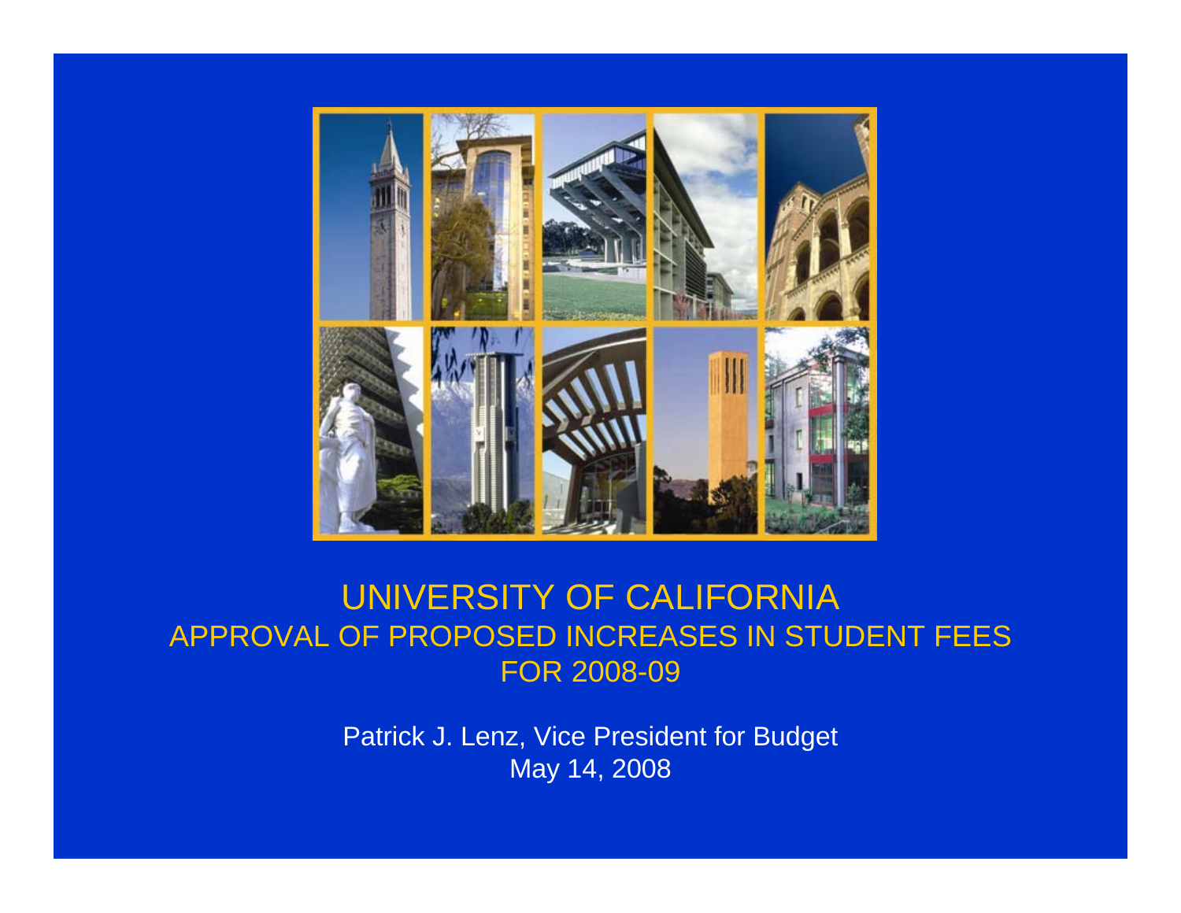# UNIVERSITY OF CALIFORNIA

## APPROVAL OF PROPOSED INCREASES IN STUDENT FEES FOR 2008-09

Patrick J. Lenz, Vice President for Budget

May 14, 2008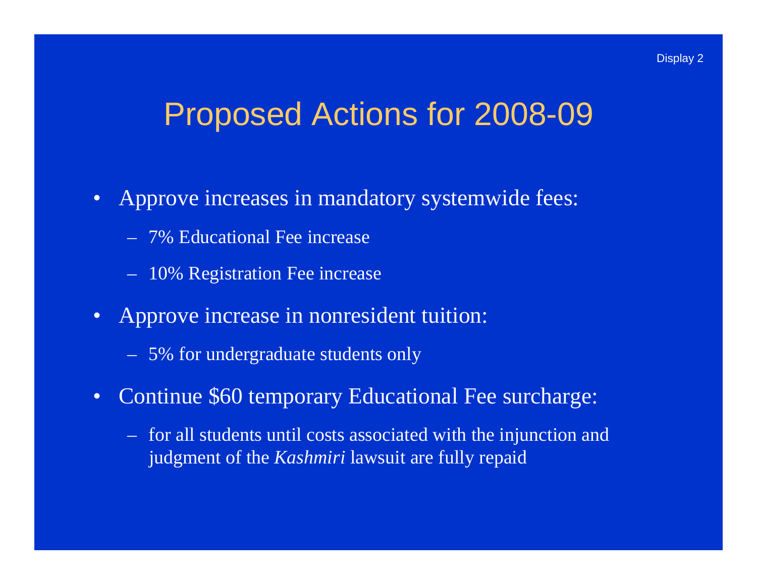# Proposed Actions for 2008-09

- Approve increases in mandatory systemwide fees:
  - 7% Educational Fee increase
  - 10% Registration Fee increase
- Approve increase in nonresident tuition:
  - 5% for undergraduate students only
- Continue $60 temporary Educational Fee surcharge:
  - for all students until costs associated with the injunction and judgment of the *Kashmiri* lawsuit are fully repaid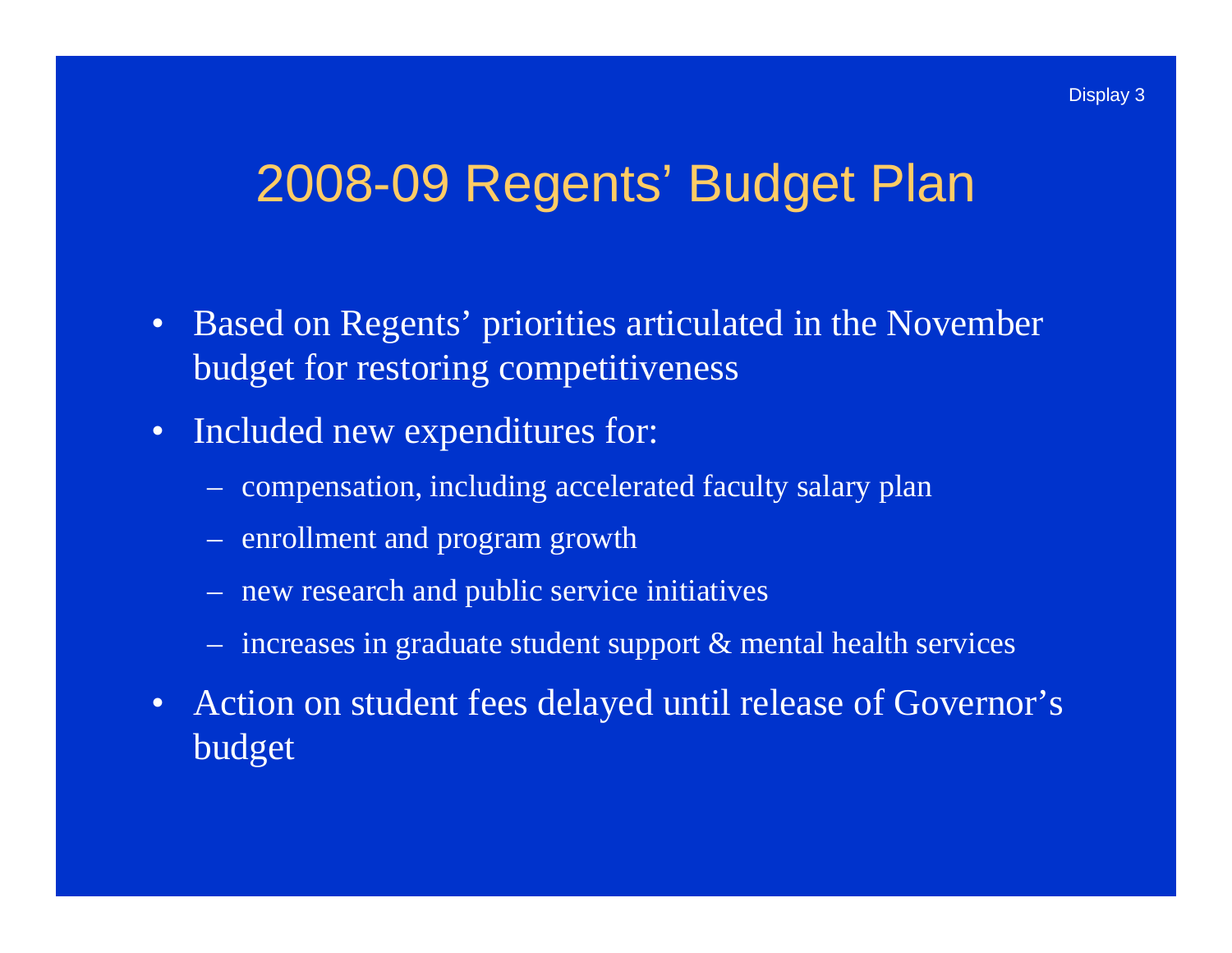Display 3

# 2008-09 Regents' Budget Plan

- Based on Regents' priorities articulated in the November budget for restoring competitiveness
- Included new expenditures for:
  - compensation, including accelerated faculty salary plan
  - enrollment and program growth
  - new research and public service initiatives
  - increases in graduate student support & mental health services
- Action on student fees delayed until release of Governor's budget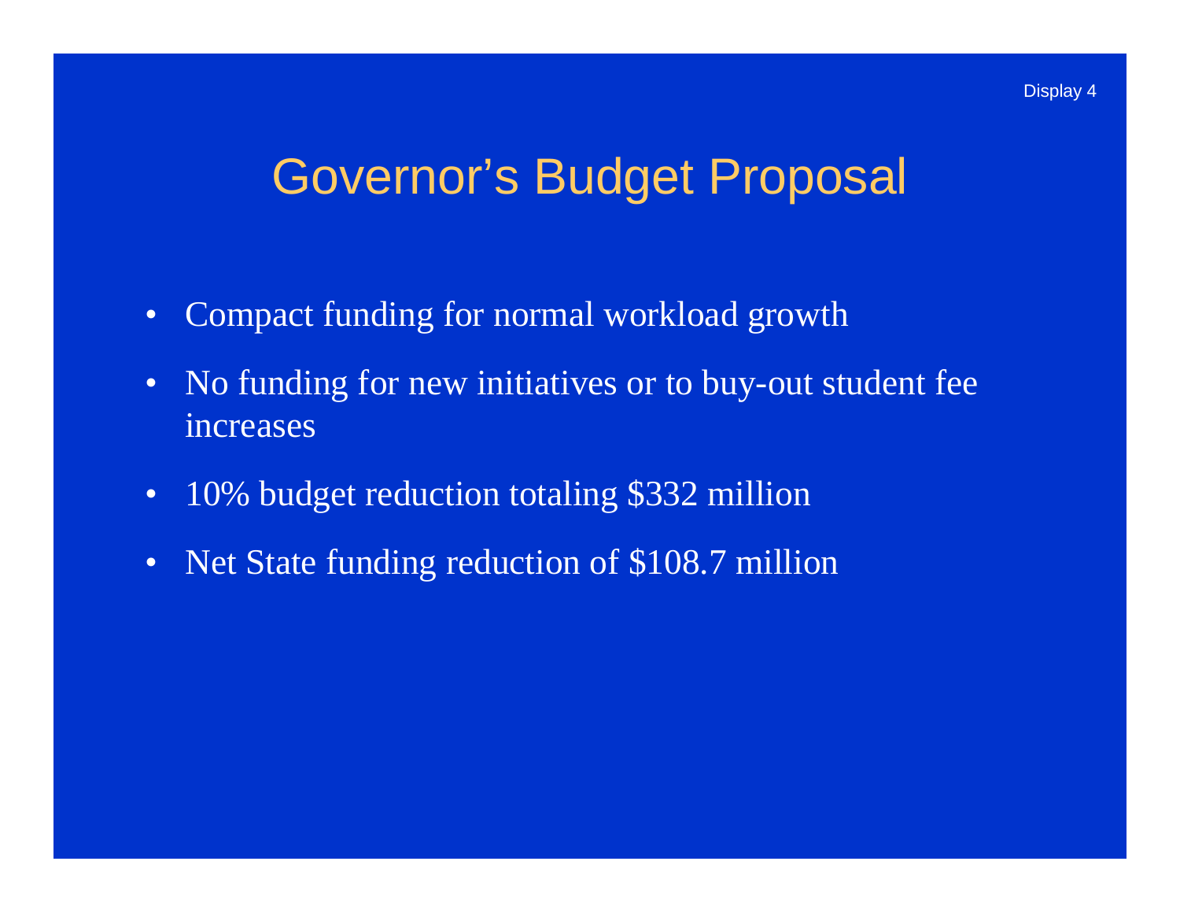Display 4

# Governor's Budget Proposal

- Compact funding for normal workload growth
- No funding for new initiatives or to buy-out student fee increases
- 10% budget reduction totaling $332 million
- Net State funding reduction of $108.7 million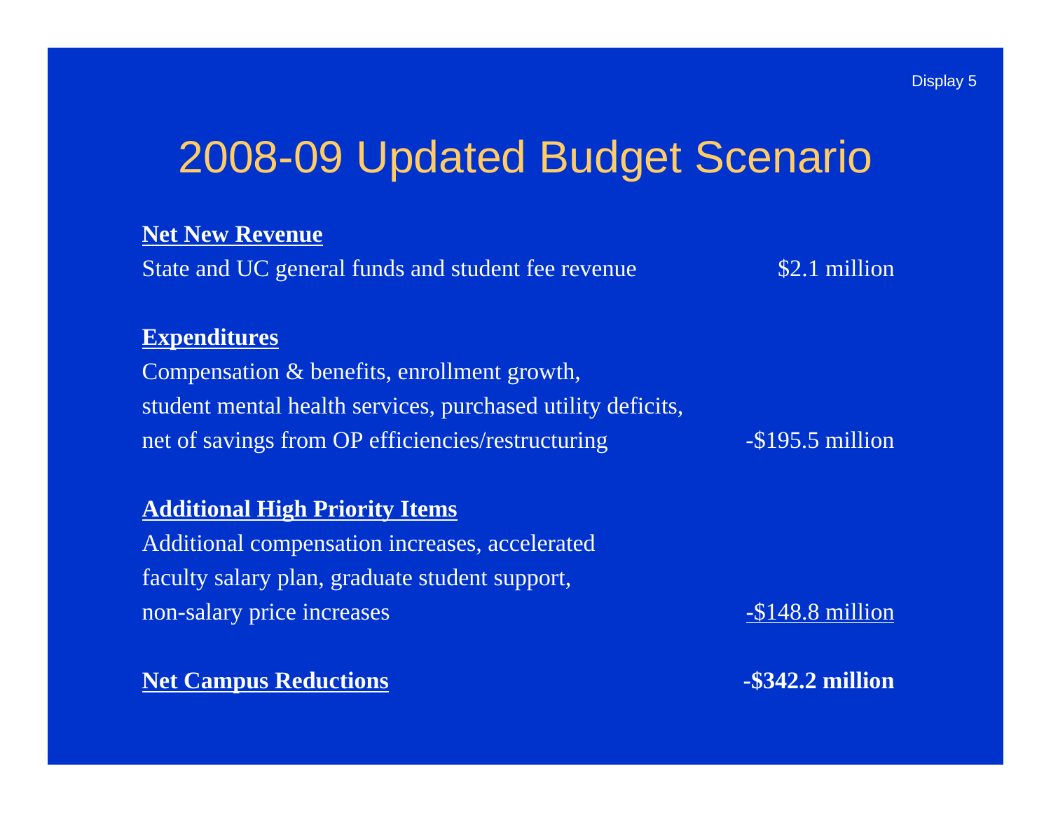Display 5

# 2008-09 Updated Budget Scenario

| | |
|---|---|
| **Net New Revenue** | |
| State and UC general funds and student fee revenue | $2.1 million |
| **Expenditures** | |
| Compensation & benefits, enrollment growth, student mental health services, purchased utility deficits, net of savings from OP efficiencies/restructuring | -$195.5 million |
| **Additional High Priority Items** | |
| Additional compensation increases, accelerated faculty salary plan, graduate student support, non-salary price increases | -$148.8 million |
| **Net Campus Reductions** | **-$342.2 million** |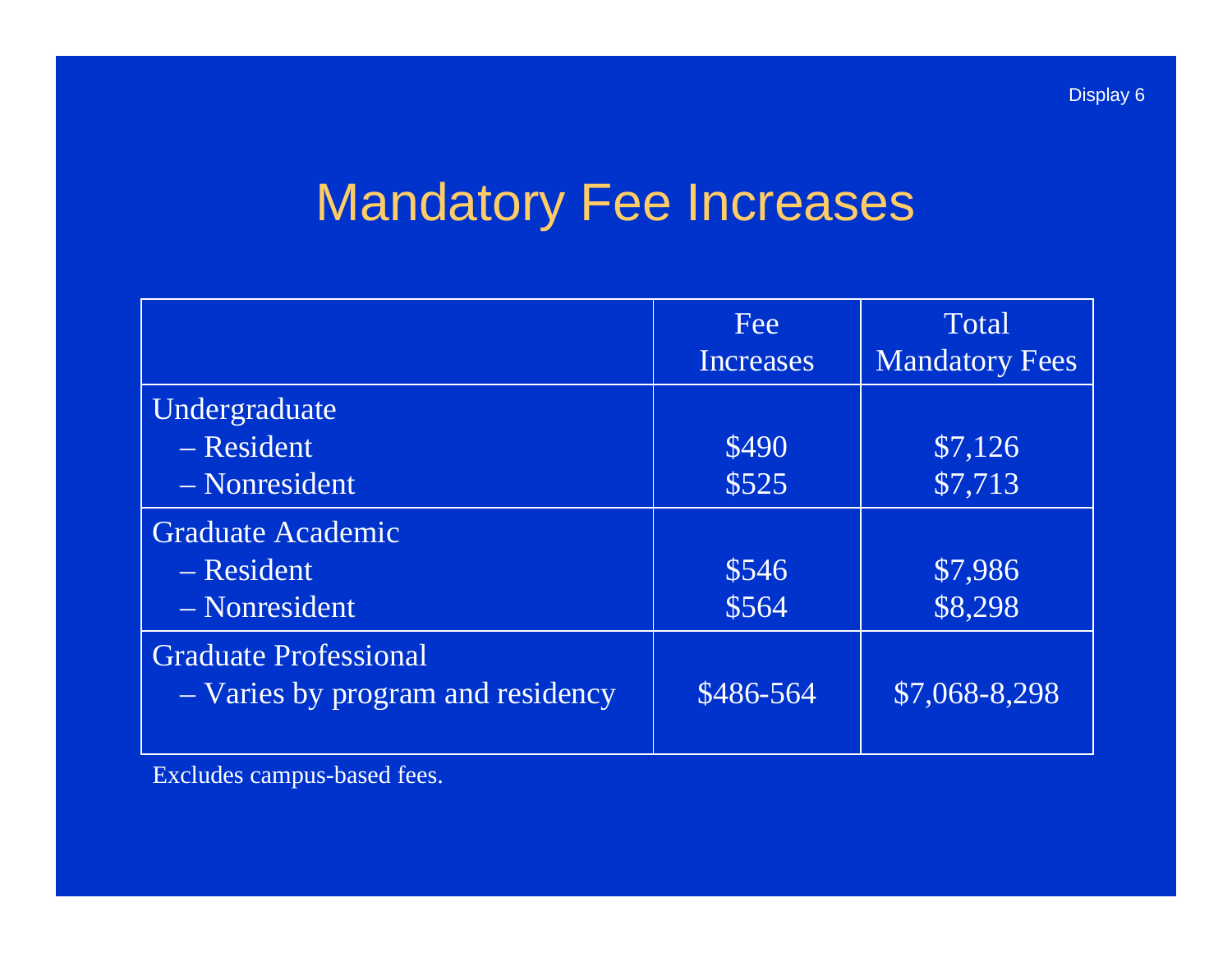# Mandatory Fee Increases

| | Fee Increases | Total Mandatory Fees |
|---|---|---|
| Undergraduate | | |
| – Resident | $490 | $7,126 |
| – Nonresident | $525 | $7,713 |
| Graduate Academic | | |
| – Resident | $546 | $7,986 |
| – Nonresident | $564 | $8,298 |
| Graduate Professional | | |
| – Varies by program and residency | $486-564 | $7,068-8,298 |

Excludes campus-based fees.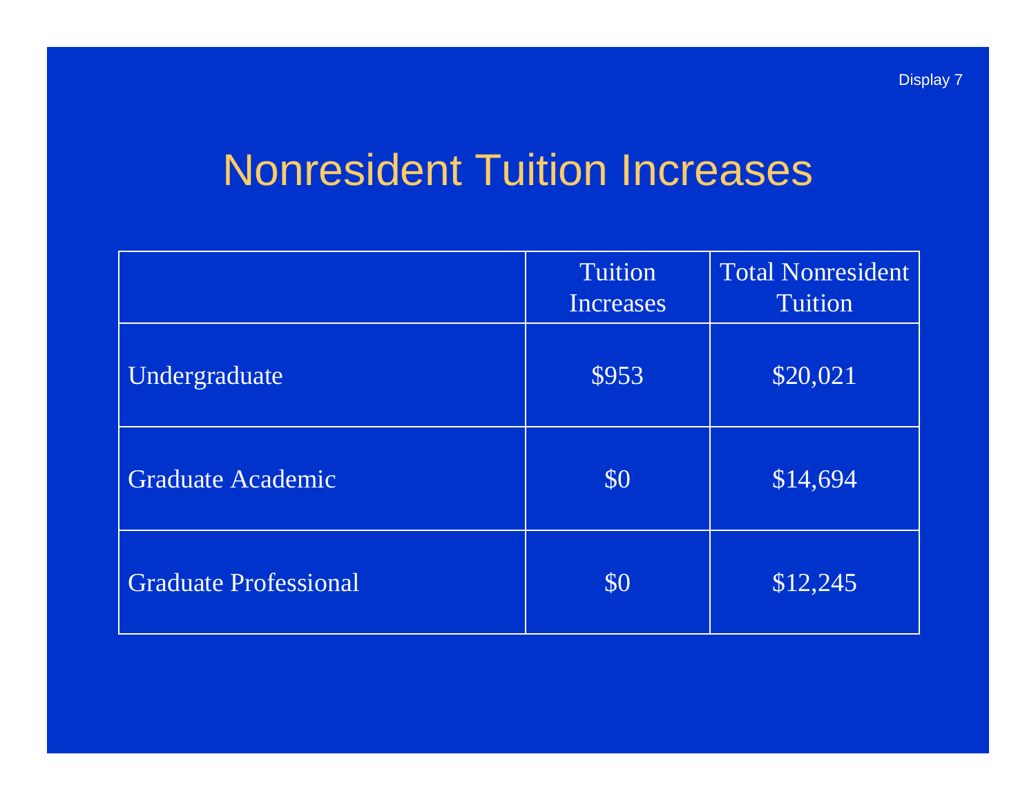Display 7

# Nonresident Tuition Increases

| | Tuition Increases | Total Nonresident Tuition |
|---|---|---|
| Undergraduate | $953 | $20,021 |
| Graduate Academic | $0 | $14,694 |
| Graduate Professional | $0 | $12,245 |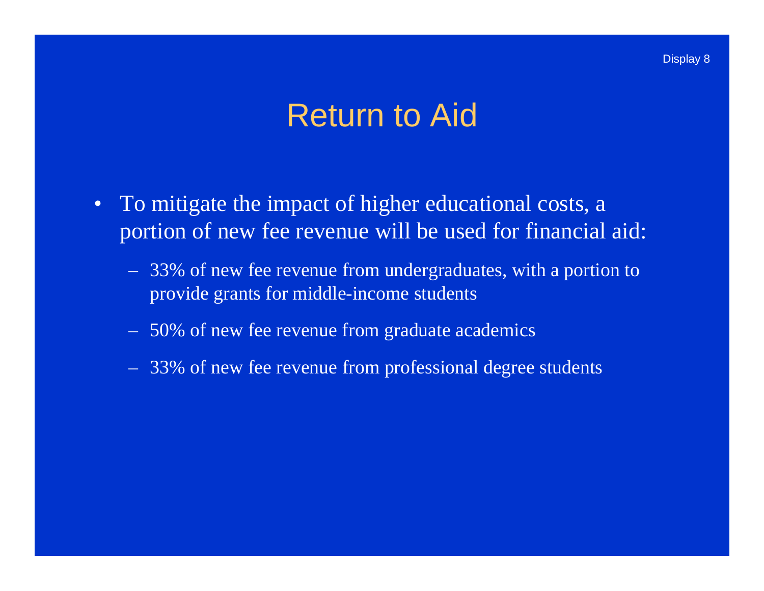# Return to Aid

- To mitigate the impact of higher educational costs, a portion of new fee revenue will be used for financial aid:
  - 33% of new fee revenue from undergraduates, with a portion to provide grants for middle-income students
  - 50% of new fee revenue from graduate academics
  - 33% of new fee revenue from professional degree students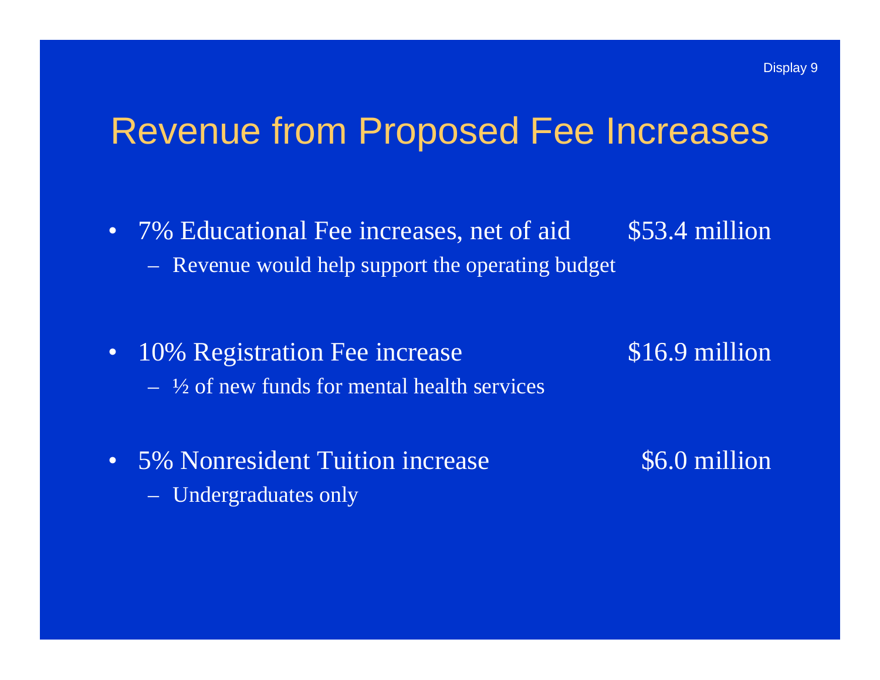Display 9

# Revenue from Proposed Fee Increases

- 7% Educational Fee increases, net of aid — $53.4 million
  - Revenue would help support the operating budget
- 10% Registration Fee increase — $16.9 million
  - ½ of new funds for mental health services
- 5% Nonresident Tuition increase — $6.0 million
  - Undergraduates only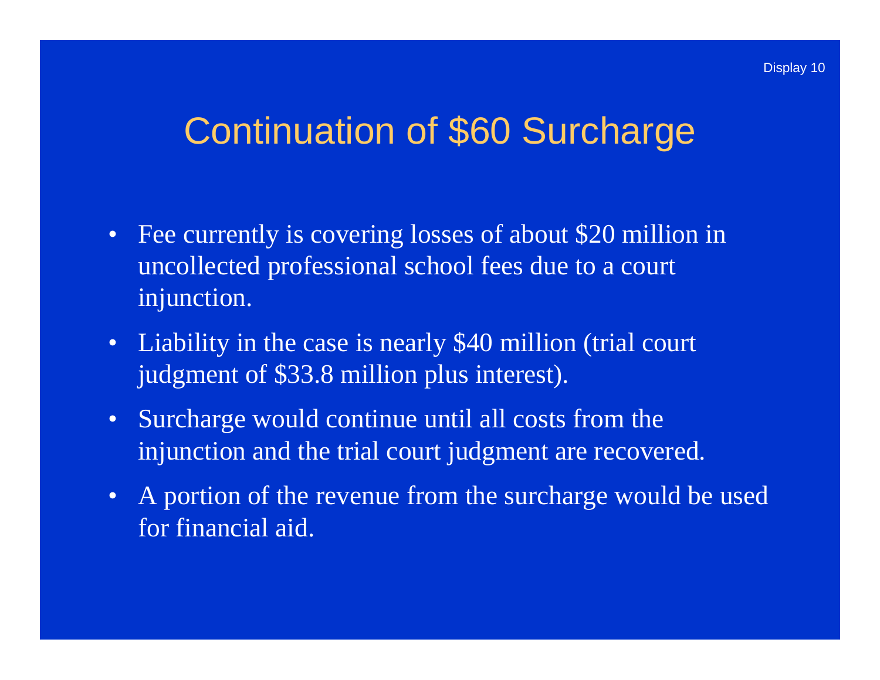Display 10

# Continuation of $60 Surcharge

- Fee currently is covering losses of about $20 million in uncollected professional school fees due to a court injunction.
- Liability in the case is nearly $40 million (trial court judgment of $33.8 million plus interest).
- Surcharge would continue until all costs from the injunction and the trial court judgment are recovered.
- A portion of the revenue from the surcharge would be used for financial aid.